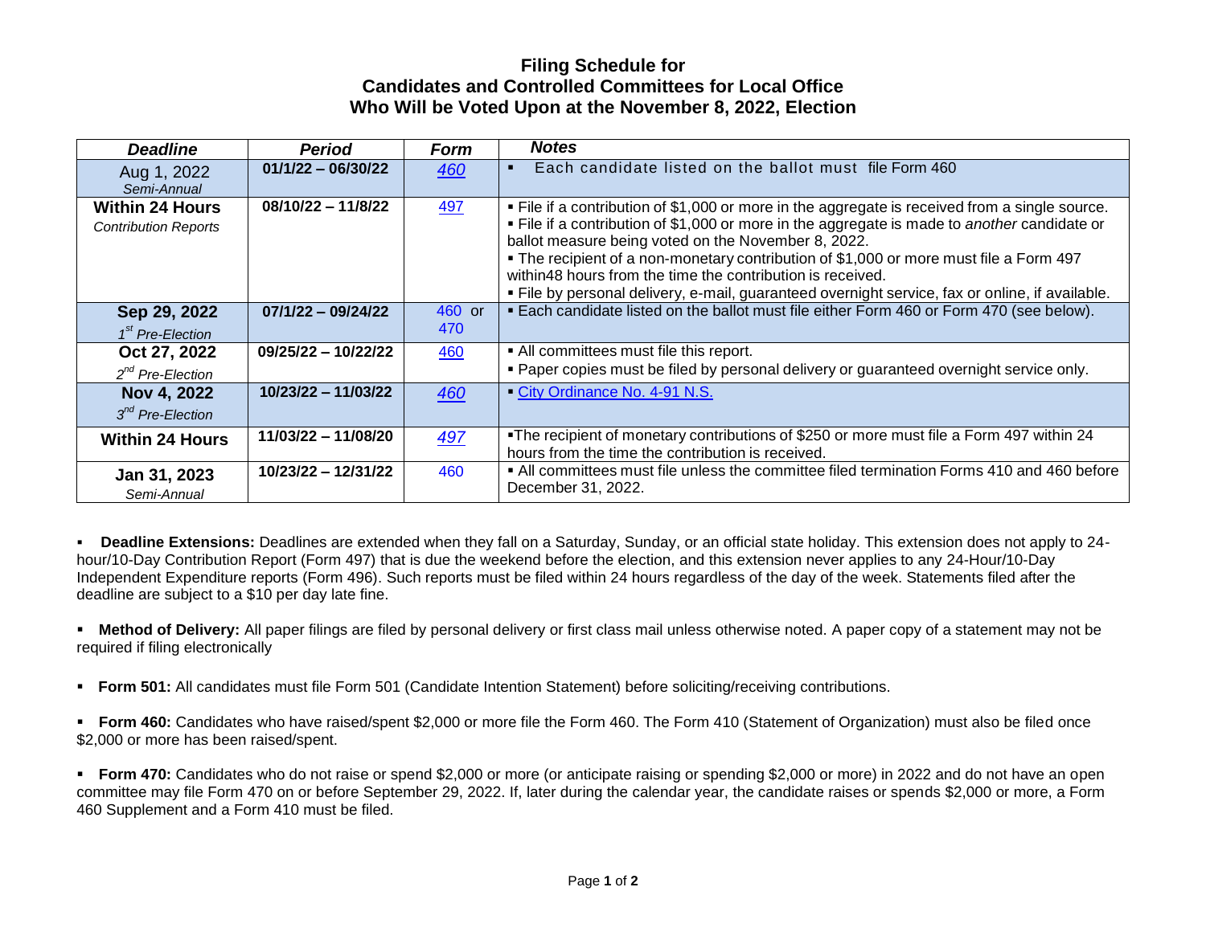# Filing Schedule for Candidates and Controlled Committees for Local Office Who Will be Voted Upon at the November 8, 2022, Election

| *Deadline* | *Period* | *Form* | *Notes* |
|---|---|---|---|
| Aug 1, 2022 *Semi-Annual* | 01/1/22 – 06/30/22 | *460* | ▪ Each candidate listed on the ballot must file Form 460 |
| **Within 24 Hours** *Contribution Reports* | 08/10/22 – 11/8/22 | 497 | ▪ File if a contribution of $1,000 or more in the aggregate is received from a single source. ▪ File if a contribution of $1,000 or more in the aggregate is made to *another* candidate or ballot measure being voted on the November 8, 2022. ▪ The recipient of a non-monetary contribution of $1,000 or more must file a Form 497 within48 hours from the time the contribution is received. ▪ File by personal delivery, e-mail, guaranteed overnight service, fax or online, if available. |
| **Sep 29, 2022** *1st Pre-Election* | 07/1/22 – 09/24/22 | 460 or 470 | ▪ Each candidate listed on the ballot must file either Form 460 or Form 470 (see below). |
| **Oct 27, 2022** *2nd Pre-Election* | 09/25/22 – 10/22/22 | 460 | ▪ All committees must file this report. ▪ Paper copies must be filed by personal delivery or guaranteed overnight service only. |
| **Nov 4, 2022** *3rd Pre-Election* | 10/23/22 – 11/03/22 | *460* | ▪ City Ordinance No. 4-91 N.S. |
| **Within 24 Hours** | 11/03/22 – 11/08/20 | *497* | ▪The recipient of monetary contributions of $250 or more must file a Form 497 within 24 hours from the time the contribution is received. |
| **Jan 31, 2023** *Semi-Annual* | 10/23/22 – 12/31/22 | 460 | ▪ All committees must file unless the committee filed termination Forms 410 and 460 before December 31, 2022. |

- **Deadline Extensions:** Deadlines are extended when they fall on a Saturday, Sunday, or an official state holiday. This extension does not apply to 24-hour/10-Day Contribution Report (Form 497) that is due the weekend before the election, and this extension never applies to any 24-Hour/10-Day Independent Expenditure reports (Form 496). Such reports must be filed within 24 hours regardless of the day of the week. Statements filed after the deadline are subject to a $10 per day late fine.

- **Method of Delivery:** All paper filings are filed by personal delivery or first class mail unless otherwise noted. A paper copy of a statement may not be required if filing electronically

- **Form 501:** All candidates must file Form 501 (Candidate Intention Statement) before soliciting/receiving contributions.

- **Form 460:** Candidates who have raised/spent $2,000 or more file the Form 460. The Form 410 (Statement of Organization) must also be filed once $2,000 or more has been raised/spent.

- **Form 470:** Candidates who do not raise or spend $2,000 or more (or anticipate raising or spending $2,000 or more) in 2022 and do not have an open committee may file Form 470 on or before September 29, 2022. If, later during the calendar year, the candidate raises or spends $2,000 or more, a Form 460 Supplement and a Form 410 must be filed.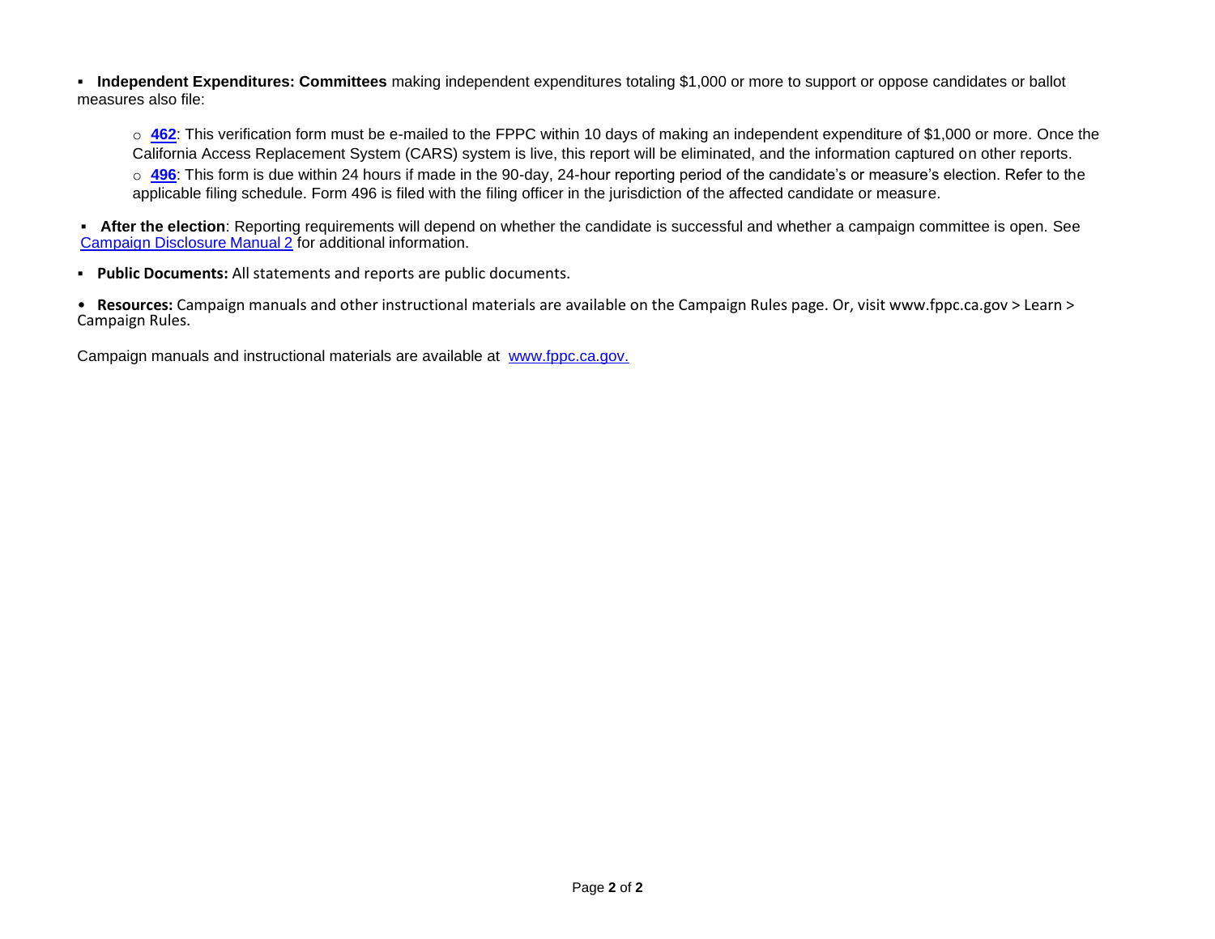- **Independent Expenditures: Committees** making independent expenditures totaling $1,000 or more to support or oppose candidates or ballot measures also file:

  - **462**: This verification form must be e-mailed to the FPPC within 10 days of making an independent expenditure of $1,000 or more. Once the California Access Replacement System (CARS) system is live, this report will be eliminated, and the information captured on other reports.
  - **496**: This form is due within 24 hours if made in the 90-day, 24-hour reporting period of the candidate's or measure's election. Refer to the applicable filing schedule. Form 496 is filed with the filing officer in the jurisdiction of the affected candidate or measure.

- **After the election**: Reporting requirements will depend on whether the candidate is successful and whether a campaign committee is open. See Campaign Disclosure Manual 2 for additional information.

- **Public Documents:** All statements and reports are public documents.

- **Resources:** Campaign manuals and other instructional materials are available on the Campaign Rules page. Or, visit www.fppc.ca.gov > Learn > Campaign Rules.

Campaign manuals and instructional materials are available at www.fppc.ca.gov.